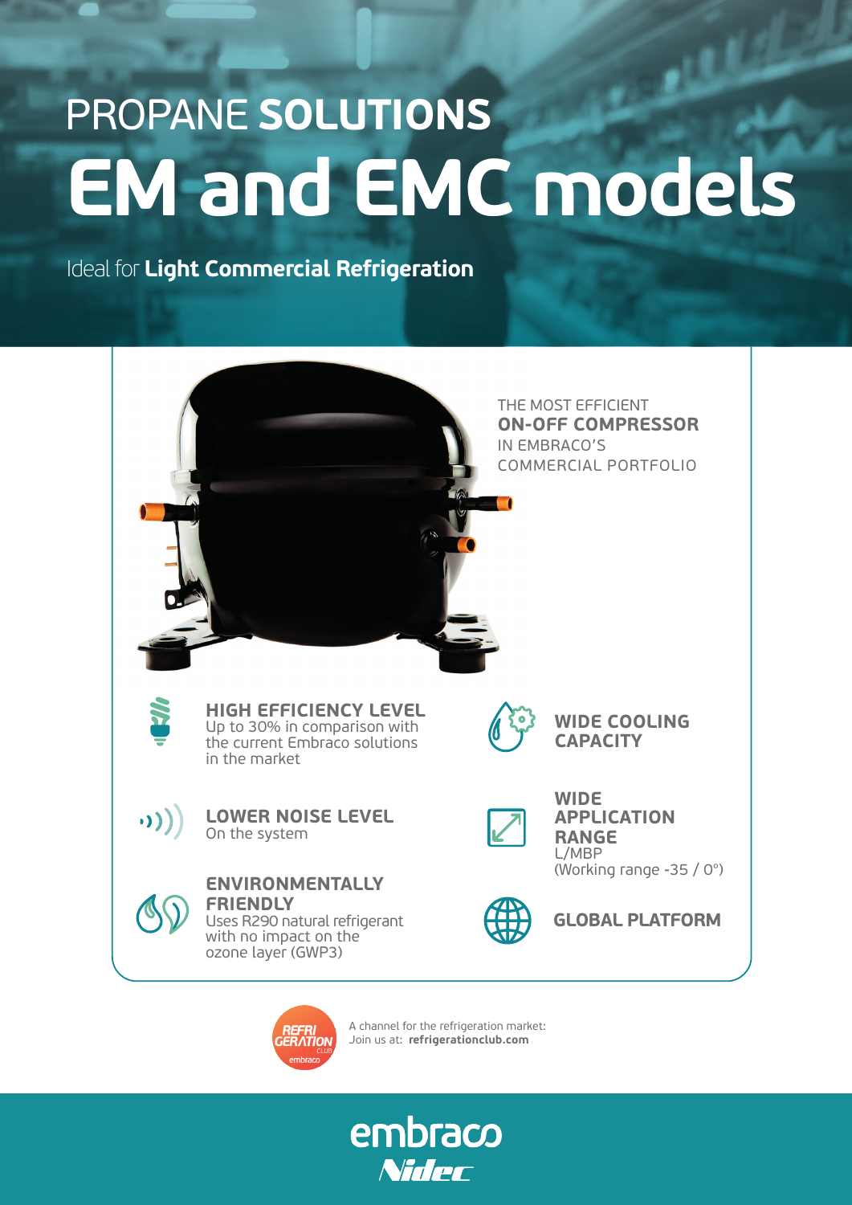PROPANE **SOLUTIONS**

# EM and EMC models

Ideal for **Light Commercial Refrigeration**

THE MOST EFFICIENT
**ON-OFF COMPRESSOR**
IN EMBRACO'S
COMMERCIAL PORTFOLIO

**HIGH EFFICIENCY LEVEL**
Up to 30% in comparison with the current Embraco solutions in the market

**LOWER NOISE LEVEL**
On the system

**ENVIRONMENTALLY FRIENDLY**
Uses R290 natural refrigerant with no impact on the ozone layer (GWP3)

**WIDE COOLING CAPACITY**

**WIDE APPLICATION RANGE**
L/MBP
(Working range -35 / 0°)

**GLOBAL PLATFORM**

A channel for the refrigeration market:
Join us at: **refrigerationclub.com**

embraco
Nidec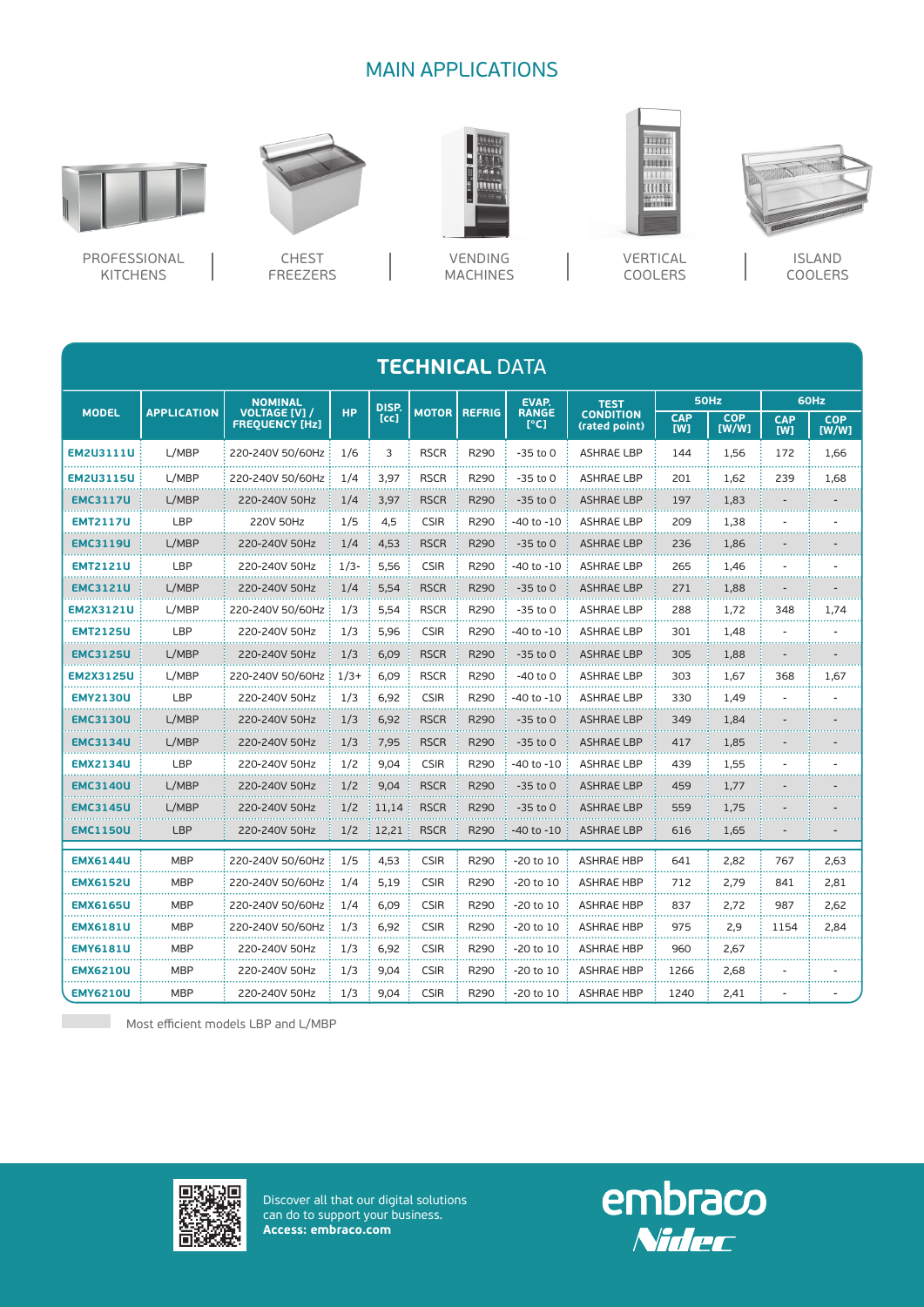## MAIN APPLICATIONS

PROFESSIONAL KITCHENS | CHEST FREEZERS | VENDING MACHINES | VERTICAL COOLERS | ISLAND COOLERS

## TECHNICAL DATA

| MODEL | APPLICATION | NOMINAL VOLTAGE [V] / FREQUENCY [Hz] | HP | DISP. [cc] | MOTOR | REFRIG | EVAP. RANGE [°C] | TEST CONDITION (rated point) | 50Hz | | 60Hz | |
|---|---|---|---|---|---|---|---|---|---|---|---|---|
| | | | | | | | | | CAP [W] | COP [W/W] | CAP [W] | COP [W/W] |
| EM2U3111U | L/MBP | 220-240V 50/60Hz | 1/6 | 3 | RSCR | R290 | -35 to 0 | ASHRAE LBP | 144 | 1,56 | 172 | 1,66 |
| EM2U3115U | L/MBP | 220-240V 50/60Hz | 1/4 | 3,97 | RSCR | R290 | -35 to 0 | ASHRAE LBP | 201 | 1,62 | 239 | 1,68 |
| EMC3117U | L/MBP | 220-240V 50Hz | 1/4 | 3,97 | RSCR | R290 | -35 to 0 | ASHRAE LBP | 197 | 1,83 | - | - |
| EMT2117U | LBP | 220V 50Hz | 1/5 | 4,5 | CSIR | R290 | -40 to -10 | ASHRAE LBP | 209 | 1,38 | - | - |
| EMC3119U | L/MBP | 220-240V 50Hz | 1/4 | 4,53 | RSCR | R290 | -35 to 0 | ASHRAE LBP | 236 | 1,86 | - | - |
| EMT2121U | LBP | 220-240V 50Hz | 1/3- | 5,56 | CSIR | R290 | -40 to -10 | ASHRAE LBP | 265 | 1,46 | - | - |
| EMC3121U | L/MBP | 220-240V 50Hz | 1/4 | 5,54 | RSCR | R290 | -35 to 0 | ASHRAE LBP | 271 | 1,88 | - | - |
| EM2X3121U | L/MBP | 220-240V 50/60Hz | 1/3 | 5,54 | RSCR | R290 | -35 to 0 | ASHRAE LBP | 288 | 1,72 | 348 | 1,74 |
| EMT2125U | LBP | 220-240V 50Hz | 1/3 | 5,96 | CSIR | R290 | -40 to -10 | ASHRAE LBP | 301 | 1,48 | - | - |
| EMC3125U | L/MBP | 220-240V 50Hz | 1/3 | 6,09 | RSCR | R290 | -35 to 0 | ASHRAE LBP | 305 | 1,88 | - | - |
| EM2X3125U | L/MBP | 220-240V 50/60Hz | 1/3+ | 6,09 | RSCR | R290 | -40 to 0 | ASHRAE LBP | 303 | 1,67 | 368 | 1,67 |
| EMY2130U | LBP | 220-240V 50Hz | 1/3 | 6,92 | CSIR | R290 | -40 to -10 | ASHRAE LBP | 330 | 1,49 | - | - |
| EMC3130U | L/MBP | 220-240V 50Hz | 1/3 | 6,92 | RSCR | R290 | -35 to 0 | ASHRAE LBP | 349 | 1,84 | - | - |
| EMC3134U | L/MBP | 220-240V 50Hz | 1/3 | 7,95 | RSCR | R290 | -35 to 0 | ASHRAE LBP | 417 | 1,85 | - | - |
| EMX2134U | LBP | 220-240V 50Hz | 1/2 | 9,04 | CSIR | R290 | -40 to -10 | ASHRAE LBP | 439 | 1,55 | - | - |
| EMC3140U | L/MBP | 220-240V 50Hz | 1/2 | 9,04 | RSCR | R290 | -35 to 0 | ASHRAE LBP | 459 | 1,77 | - | - |
| EMC3145U | L/MBP | 220-240V 50Hz | 1/2 | 11,14 | RSCR | R290 | -35 to 0 | ASHRAE LBP | 559 | 1,75 | - | - |
| EMC1150U | LBP | 220-240V 50Hz | 1/2 | 12,21 | RSCR | R290 | -40 to -10 | ASHRAE LBP | 616 | 1,65 | - | - |
| EMX6144U | MBP | 220-240V 50/60Hz | 1/5 | 4,53 | CSIR | R290 | -20 to 10 | ASHRAE HBP | 641 | 2,82 | 767 | 2,63 |
| EMX6152U | MBP | 220-240V 50/60Hz | 1/4 | 5,19 | CSIR | R290 | -20 to 10 | ASHRAE HBP | 712 | 2,79 | 841 | 2,81 |
| EMX6165U | MBP | 220-240V 50/60Hz | 1/4 | 6,09 | CSIR | R290 | -20 to 10 | ASHRAE HBP | 837 | 2,72 | 987 | 2,62 |
| EMX6181U | MBP | 220-240V 50/60Hz | 1/3 | 6,92 | CSIR | R290 | -20 to 10 | ASHRAE HBP | 975 | 2,9 | 1154 | 2,84 |
| EMY6181U | MBP | 220-240V 50Hz | 1/3 | 6,92 | CSIR | R290 | -20 to 10 | ASHRAE HBP | 960 | 2,67 | | |
| EMX6210U | MBP | 220-240V 50Hz | 1/3 | 9,04 | CSIR | R290 | -20 to 10 | ASHRAE HBP | 1266 | 2,68 | - | - |
| EMY6210U | MBP | 220-240V 50Hz | 1/3 | 9,04 | CSIR | R290 | -20 to 10 | ASHRAE HBP | 1240 | 2,41 | - | - |

Most efficient models LBP and L/MBP

Discover all that our digital solutions can do to support your business.
**Access: embraco.com**

embraco Nidec